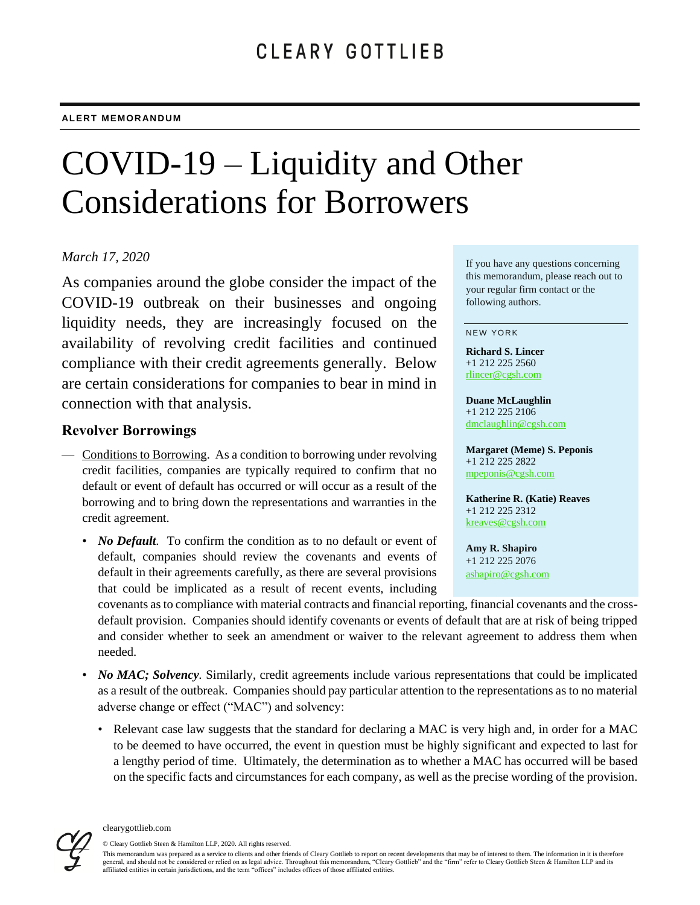CLEARY GOTTLIEB

**ALERT MEMORANDUM**

# COVID-19 – Liquidity and Other Considerations for Borrowers

*March 17, 2020*

As companies around the globe consider the impact of the COVID-19 outbreak on their businesses and ongoing liquidity needs, they are increasingly focused on the availability of revolving credit facilities and continued compliance with their credit agreements generally. Below are certain considerations for companies to bear in mind in connection with that analysis.

If you have any questions concerning this memorandum, please reach out to your regular firm contact or the following authors.

NEW YORK

**Richard S. Lincer**
+1 212 225 2560
rlincer@cgsh.com

**Duane McLaughlin**
+1 212 225 2106
dmclaughlin@cgsh.com

**Margaret (Meme) S. Peponis**
+1 212 225 2822
mpeponis@cgsh.com

**Katherine R. (Katie) Reaves**
+1 212 225 2312
kreaves@cgsh.com

**Amy R. Shapiro**
+1 212 225 2076
ashapiro@cgsh.com

## Revolver Borrowings

— Conditions to Borrowing. As a condition to borrowing under revolving credit facilities, companies are typically required to confirm that no default or event of default has occurred or will occur as a result of the borrowing and to bring down the representations and warranties in the credit agreement.

- ***No Default.*** To confirm the condition as to no default or event of default, companies should review the covenants and events of default in their agreements carefully, as there are several provisions that could be implicated as a result of recent events, including covenants as to compliance with material contracts and financial reporting, financial covenants and the cross-default provision. Companies should identify covenants or events of default that are at risk of being tripped and consider whether to seek an amendment or waiver to the relevant agreement to address them when needed.

- ***No MAC; Solvency***. Similarly, credit agreements include various representations that could be implicated as a result of the outbreak. Companies should pay particular attention to the representations as to no material adverse change or effect ("MAC") and solvency:

  - Relevant case law suggests that the standard for declaring a MAC is very high and, in order for a MAC to be deemed to have occurred, the event in question must be highly significant and expected to last for a lengthy period of time. Ultimately, the determination as to whether a MAC has occurred will be based on the specific facts and circumstances for each company, as well as the precise wording of the provision.

clearygottlieb.com

© Cleary Gottlieb Steen & Hamilton LLP, 2020. All rights reserved.

This memorandum was prepared as a service to clients and other friends of Cleary Gottlieb to report on recent developments that may be of interest to them. The information in it is therefore general, and should not be considered or relied on as legal advice. Throughout this memorandum, "Cleary Gottlieb" and the "firm" refer to Cleary Gottlieb Steen & Hamilton LLP and its affiliated entities in certain jurisdictions, and the term "offices" includes offices of those affiliated entities.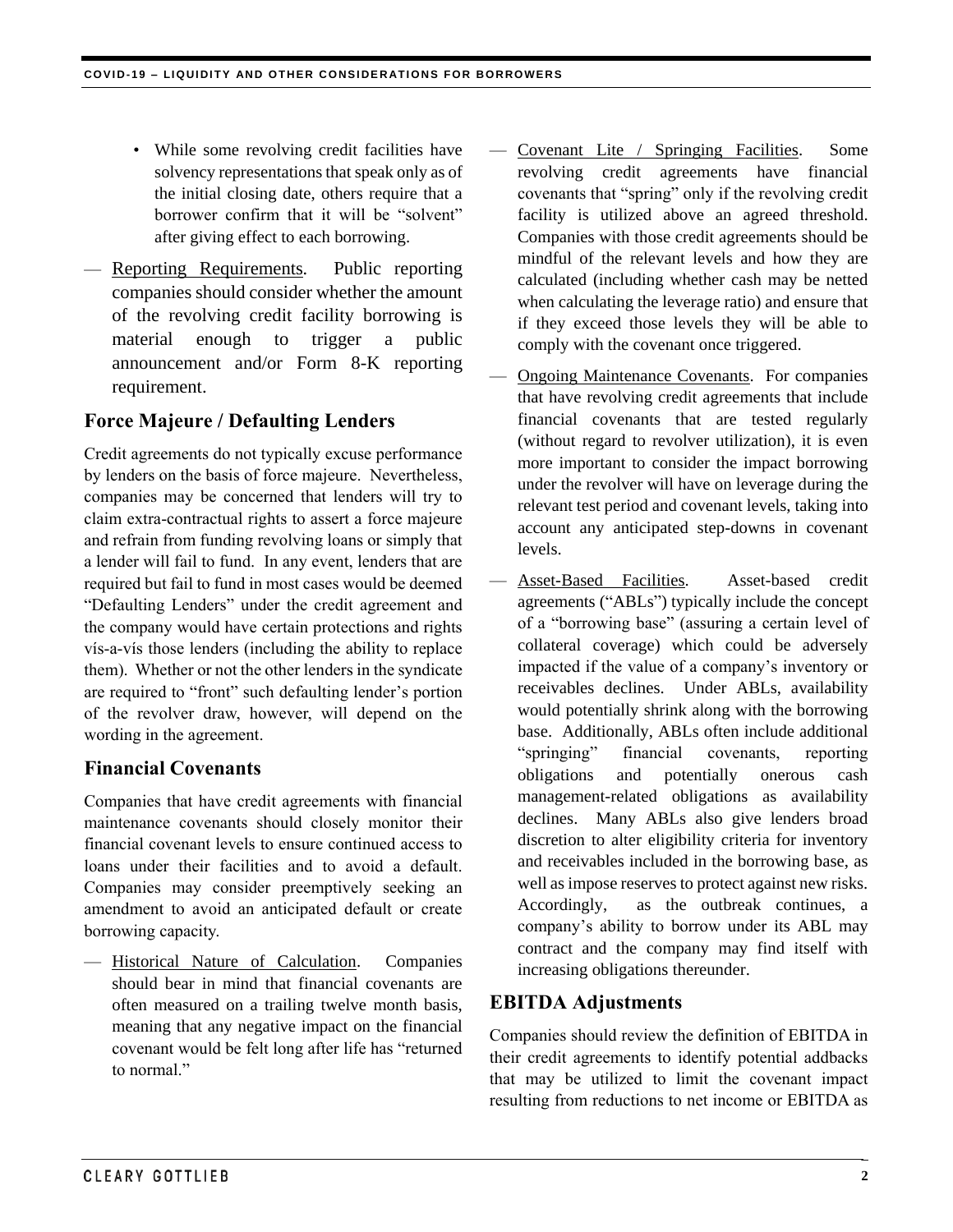- While some revolving credit facilities have solvency representations that speak only as of the initial closing date, others require that a borrower confirm that it will be "solvent" after giving effect to each borrowing.

— Reporting Requirements. Public reporting companies should consider whether the amount of the revolving credit facility borrowing is material enough to trigger a public announcement and/or Form 8-K reporting requirement.

## Force Majeure / Defaulting Lenders

Credit agreements do not typically excuse performance by lenders on the basis of force majeure. Nevertheless, companies may be concerned that lenders will try to claim extra-contractual rights to assert a force majeure and refrain from funding revolving loans or simply that a lender will fail to fund. In any event, lenders that are required but fail to fund in most cases would be deemed "Defaulting Lenders" under the credit agreement and the company would have certain protections and rights vís-a-vís those lenders (including the ability to replace them). Whether or not the other lenders in the syndicate are required to "front" such defaulting lender's portion of the revolver draw, however, will depend on the wording in the agreement.

## Financial Covenants

Companies that have credit agreements with financial maintenance covenants should closely monitor their financial covenant levels to ensure continued access to loans under their facilities and to avoid a default. Companies may consider preemptively seeking an amendment to avoid an anticipated default or create borrowing capacity.

— Historical Nature of Calculation. Companies should bear in mind that financial covenants are often measured on a trailing twelve month basis, meaning that any negative impact on the financial covenant would be felt long after life has "returned to normal."

— Covenant Lite / Springing Facilities. Some revolving credit agreements have financial covenants that "spring" only if the revolving credit facility is utilized above an agreed threshold. Companies with those credit agreements should be mindful of the relevant levels and how they are calculated (including whether cash may be netted when calculating the leverage ratio) and ensure that if they exceed those levels they will be able to comply with the covenant once triggered.

— Ongoing Maintenance Covenants. For companies that have revolving credit agreements that include financial covenants that are tested regularly (without regard to revolver utilization), it is even more important to consider the impact borrowing under the revolver will have on leverage during the relevant test period and covenant levels, taking into account any anticipated step-downs in covenant levels.

— Asset-Based Facilities. Asset-based credit agreements ("ABLs") typically include the concept of a "borrowing base" (assuring a certain level of collateral coverage) which could be adversely impacted if the value of a company's inventory or receivables declines. Under ABLs, availability would potentially shrink along with the borrowing base. Additionally, ABLs often include additional "springing" financial covenants, reporting obligations and potentially onerous cash management-related obligations as availability declines. Many ABLs also give lenders broad discretion to alter eligibility criteria for inventory and receivables included in the borrowing base, as well as impose reserves to protect against new risks. Accordingly, as the outbreak continues, a company's ability to borrow under its ABL may contract and the company may find itself with increasing obligations thereunder.

## EBITDA Adjustments

Companies should review the definition of EBITDA in their credit agreements to identify potential addbacks that may be utilized to limit the covenant impact resulting from reductions to net income or EBITDA as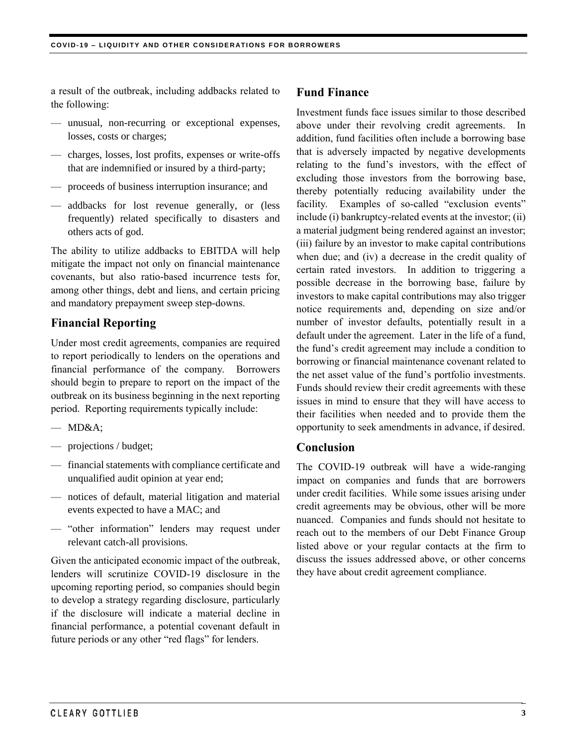a result of the outbreak, including addbacks related to the following:

- unusual, non-recurring or exceptional expenses, losses, costs or charges;
- charges, losses, lost profits, expenses or write-offs that are indemnified or insured by a third-party;
- proceeds of business interruption insurance; and
- addbacks for lost revenue generally, or (less frequently) related specifically to disasters and others acts of god.

The ability to utilize addbacks to EBITDA will help mitigate the impact not only on financial maintenance covenants, but also ratio-based incurrence tests for, among other things, debt and liens, and certain pricing and mandatory prepayment sweep step-downs.

## Financial Reporting

Under most credit agreements, companies are required to report periodically to lenders on the operations and financial performance of the company. Borrowers should begin to prepare to report on the impact of the outbreak on its business beginning in the next reporting period. Reporting requirements typically include:

- MD&A;
- projections / budget;
- financial statements with compliance certificate and unqualified audit opinion at year end;
- notices of default, material litigation and material events expected to have a MAC; and
- "other information" lenders may request under relevant catch-all provisions.

Given the anticipated economic impact of the outbreak, lenders will scrutinize COVID-19 disclosure in the upcoming reporting period, so companies should begin to develop a strategy regarding disclosure, particularly if the disclosure will indicate a material decline in financial performance, a potential covenant default in future periods or any other "red flags" for lenders.

## Fund Finance

Investment funds face issues similar to those described above under their revolving credit agreements. In addition, fund facilities often include a borrowing base that is adversely impacted by negative developments relating to the fund's investors, with the effect of excluding those investors from the borrowing base, thereby potentially reducing availability under the facility. Examples of so-called "exclusion events" include (i) bankruptcy-related events at the investor; (ii) a material judgment being rendered against an investor; (iii) failure by an investor to make capital contributions when due; and (iv) a decrease in the credit quality of certain rated investors. In addition to triggering a possible decrease in the borrowing base, failure by investors to make capital contributions may also trigger notice requirements and, depending on size and/or number of investor defaults, potentially result in a default under the agreement. Later in the life of a fund, the fund's credit agreement may include a condition to borrowing or financial maintenance covenant related to the net asset value of the fund's portfolio investments. Funds should review their credit agreements with these issues in mind to ensure that they will have access to their facilities when needed and to provide them the opportunity to seek amendments in advance, if desired.

## Conclusion

The COVID-19 outbreak will have a wide-ranging impact on companies and funds that are borrowers under credit facilities. While some issues arising under credit agreements may be obvious, other will be more nuanced. Companies and funds should not hesitate to reach out to the members of our Debt Finance Group listed above or your regular contacts at the firm to discuss the issues addressed above, or other concerns they have about credit agreement compliance.